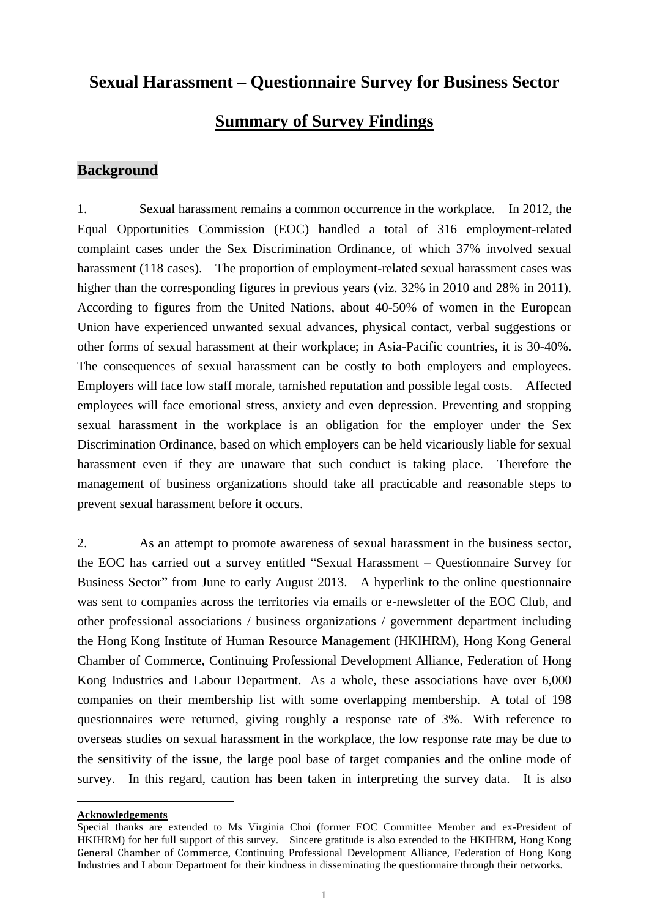# Sexual Harassment – Questionnaire Survey for Business Sector

## Summary of Survey Findings

### Background

1. Sexual harassment remains a common occurrence in the workplace. In 2012, the Equal Opportunities Commission (EOC) handled a total of 316 employment-related complaint cases under the Sex Discrimination Ordinance, of which 37% involved sexual harassment (118 cases). The proportion of employment-related sexual harassment cases was higher than the corresponding figures in previous years (viz. 32% in 2010 and 28% in 2011). According to figures from the United Nations, about 40-50% of women in the European Union have experienced unwanted sexual advances, physical contact, verbal suggestions or other forms of sexual harassment at their workplace; in Asia-Pacific countries, it is 30-40%. The consequences of sexual harassment can be costly to both employers and employees. Employers will face low staff morale, tarnished reputation and possible legal costs. Affected employees will face emotional stress, anxiety and even depression. Preventing and stopping sexual harassment in the workplace is an obligation for the employer under the Sex Discrimination Ordinance, based on which employers can be held vicariously liable for sexual harassment even if they are unaware that such conduct is taking place. Therefore the management of business organizations should take all practicable and reasonable steps to prevent sexual harassment before it occurs.

2. As an attempt to promote awareness of sexual harassment in the business sector, the EOC has carried out a survey entitled "Sexual Harassment – Questionnaire Survey for Business Sector" from June to early August 2013. A hyperlink to the online questionnaire was sent to companies across the territories via emails or e-newsletter of the EOC Club, and other professional associations / business organizations / government department including the Hong Kong Institute of Human Resource Management (HKIHRM), Hong Kong General Chamber of Commerce, Continuing Professional Development Alliance, Federation of Hong Kong Industries and Labour Department. As a whole, these associations have over 6,000 companies on their membership list with some overlapping membership. A total of 198 questionnaires were returned, giving roughly a response rate of 3%. With reference to overseas studies on sexual harassment in the workplace, the low response rate may be due to the sensitivity of the issue, the large pool base of target companies and the online mode of survey. In this regard, caution has been taken in interpreting the survey data. It is also

---

**Acknowledgements**

Special thanks are extended to Ms Virginia Choi (former EOC Committee Member and ex-President of HKIHRM) for her full support of this survey. Sincere gratitude is also extended to the HKIHRM, Hong Kong General Chamber of Commerce, Continuing Professional Development Alliance, Federation of Hong Kong Industries and Labour Department for their kindness in disseminating the questionnaire through their networks.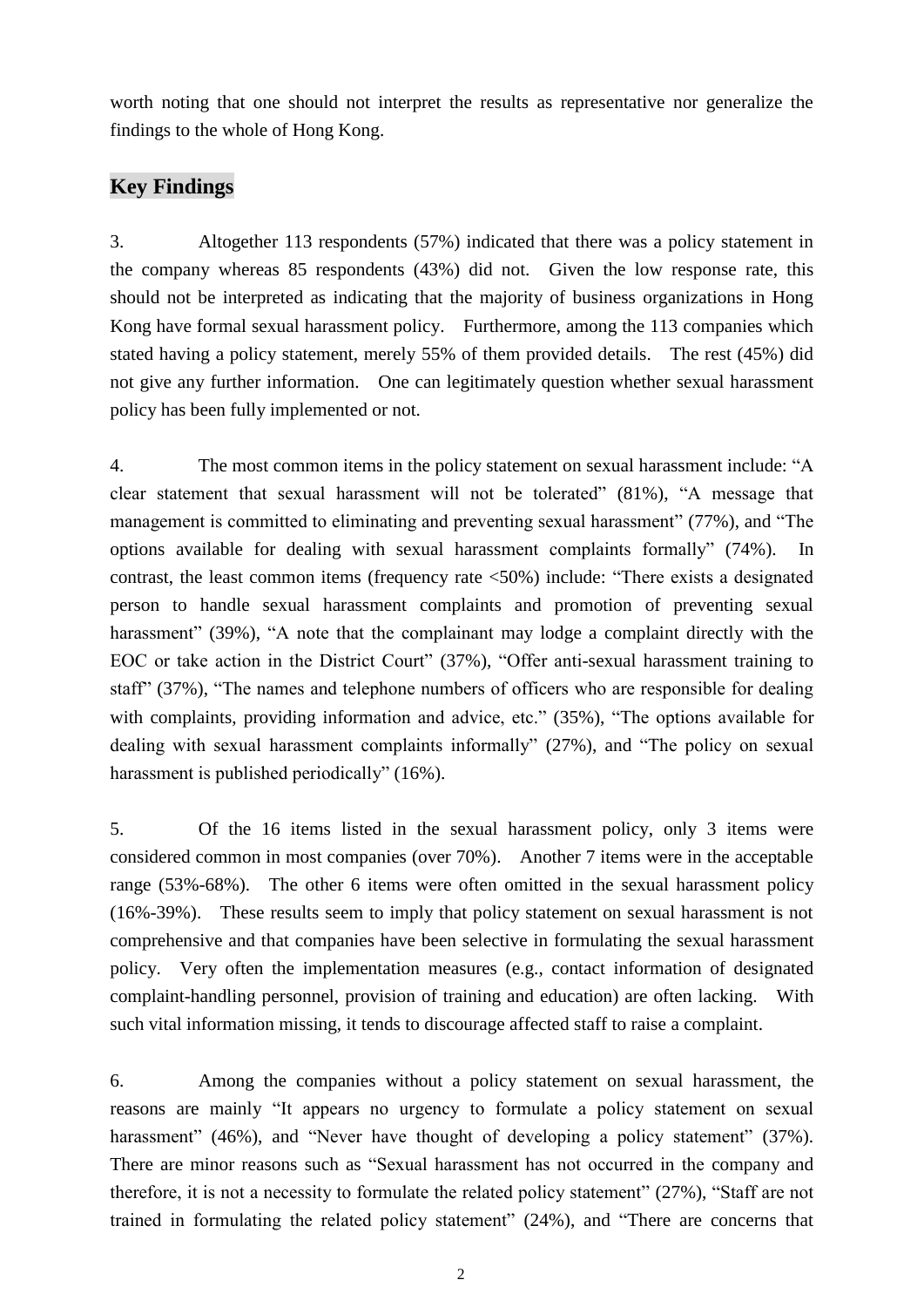worth noting that one should not interpret the results as representative nor generalize the findings to the whole of Hong Kong.

## Key Findings

3. Altogether 113 respondents (57%) indicated that there was a policy statement in the company whereas 85 respondents (43%) did not. Given the low response rate, this should not be interpreted as indicating that the majority of business organizations in Hong Kong have formal sexual harassment policy. Furthermore, among the 113 companies which stated having a policy statement, merely 55% of them provided details. The rest (45%) did not give any further information. One can legitimately question whether sexual harassment policy has been fully implemented or not.

4. The most common items in the policy statement on sexual harassment include: "A clear statement that sexual harassment will not be tolerated" (81%), "A message that management is committed to eliminating and preventing sexual harassment" (77%), and "The options available for dealing with sexual harassment complaints formally" (74%). In contrast, the least common items (frequency rate <50%) include: "There exists a designated person to handle sexual harassment complaints and promotion of preventing sexual harassment" (39%), "A note that the complainant may lodge a complaint directly with the EOC or take action in the District Court" (37%), "Offer anti-sexual harassment training to staff" (37%), "The names and telephone numbers of officers who are responsible for dealing with complaints, providing information and advice, etc." (35%), "The options available for dealing with sexual harassment complaints informally" (27%), and "The policy on sexual harassment is published periodically" (16%).

5. Of the 16 items listed in the sexual harassment policy, only 3 items were considered common in most companies (over 70%). Another 7 items were in the acceptable range (53%-68%). The other 6 items were often omitted in the sexual harassment policy (16%-39%). These results seem to imply that policy statement on sexual harassment is not comprehensive and that companies have been selective in formulating the sexual harassment policy. Very often the implementation measures (e.g., contact information of designated complaint-handling personnel, provision of training and education) are often lacking. With such vital information missing, it tends to discourage affected staff to raise a complaint.

6. Among the companies without a policy statement on sexual harassment, the reasons are mainly "It appears no urgency to formulate a policy statement on sexual harassment" (46%), and "Never have thought of developing a policy statement" (37%). There are minor reasons such as "Sexual harassment has not occurred in the company and therefore, it is not a necessity to formulate the related policy statement" (27%), "Staff are not trained in formulating the related policy statement" (24%), and "There are concerns that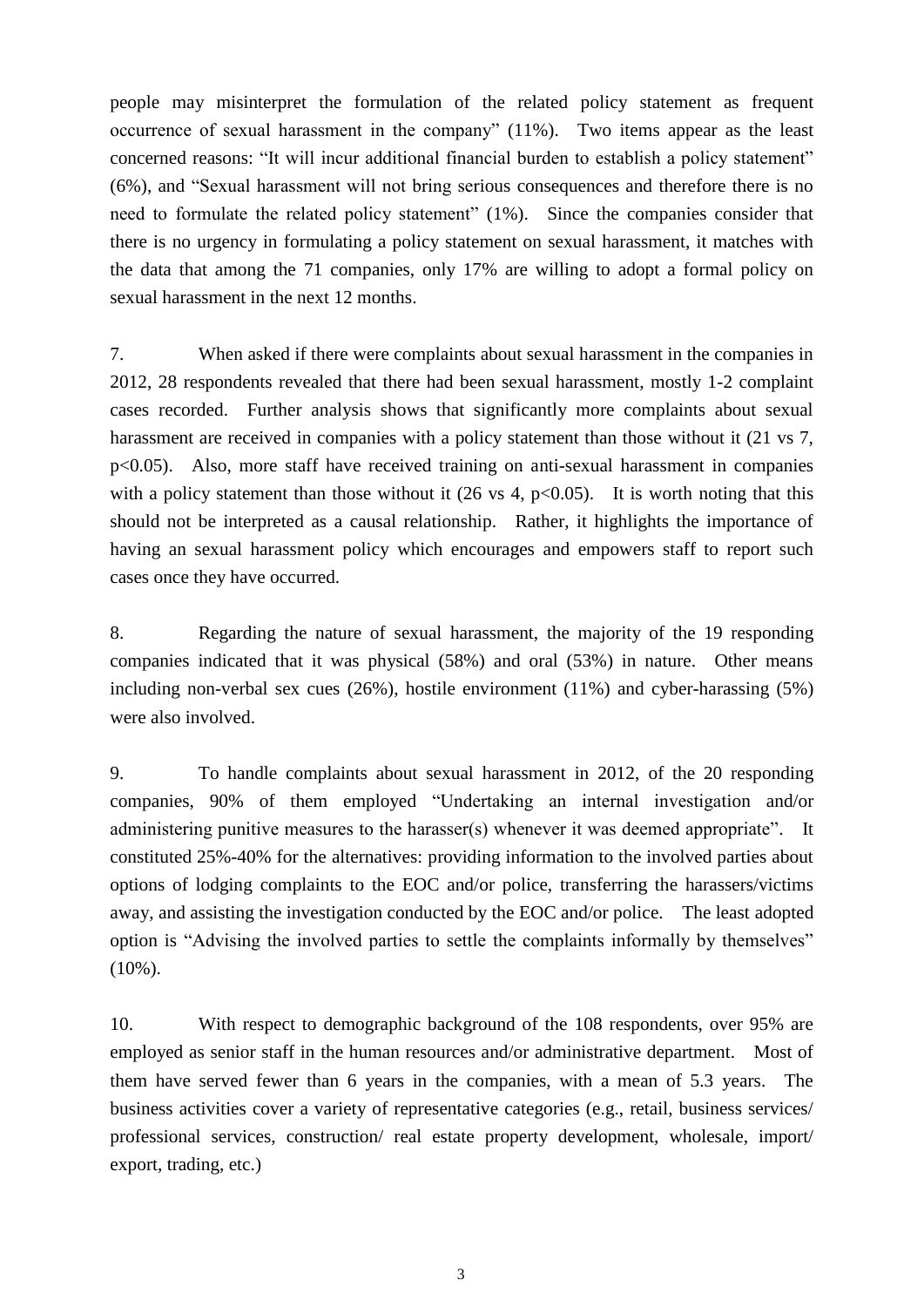people may misinterpret the formulation of the related policy statement as frequent occurrence of sexual harassment in the company" (11%). Two items appear as the least concerned reasons: "It will incur additional financial burden to establish a policy statement" (6%), and "Sexual harassment will not bring serious consequences and therefore there is no need to formulate the related policy statement" (1%). Since the companies consider that there is no urgency in formulating a policy statement on sexual harassment, it matches with the data that among the 71 companies, only 17% are willing to adopt a formal policy on sexual harassment in the next 12 months.

7. When asked if there were complaints about sexual harassment in the companies in 2012, 28 respondents revealed that there had been sexual harassment, mostly 1-2 complaint cases recorded. Further analysis shows that significantly more complaints about sexual harassment are received in companies with a policy statement than those without it (21 vs 7, $p<0.05$). Also, more staff have received training on anti-sexual harassment in companies with a policy statement than those without it (26 vs 4, $p<0.05$). It is worth noting that this should not be interpreted as a causal relationship. Rather, it highlights the importance of having an sexual harassment policy which encourages and empowers staff to report such cases once they have occurred.

8. Regarding the nature of sexual harassment, the majority of the 19 responding companies indicated that it was physical (58%) and oral (53%) in nature. Other means including non-verbal sex cues (26%), hostile environment (11%) and cyber-harassing (5%) were also involved.

9. To handle complaints about sexual harassment in 2012, of the 20 responding companies, 90% of them employed "Undertaking an internal investigation and/or administering punitive measures to the harasser(s) whenever it was deemed appropriate". It constituted 25%-40% for the alternatives: providing information to the involved parties about options of lodging complaints to the EOC and/or police, transferring the harassers/victims away, and assisting the investigation conducted by the EOC and/or police. The least adopted option is "Advising the involved parties to settle the complaints informally by themselves" (10%).

10. With respect to demographic background of the 108 respondents, over 95% are employed as senior staff in the human resources and/or administrative department. Most of them have served fewer than 6 years in the companies, with a mean of 5.3 years. The business activities cover a variety of representative categories (e.g., retail, business services/ professional services, construction/ real estate property development, wholesale, import/ export, trading, etc.)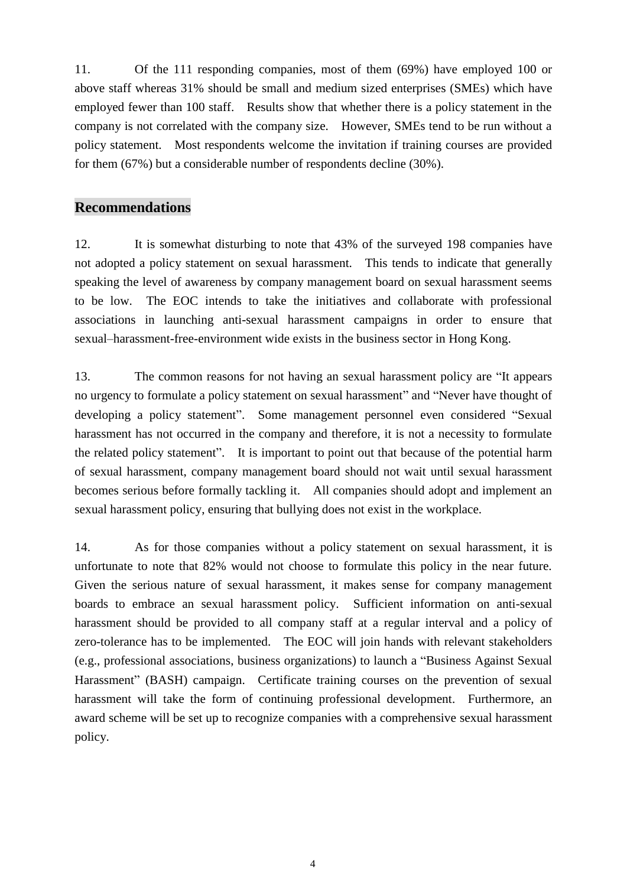11. Of the 111 responding companies, most of them (69%) have employed 100 or above staff whereas 31% should be small and medium sized enterprises (SMEs) which have employed fewer than 100 staff. Results show that whether there is a policy statement in the company is not correlated with the company size. However, SMEs tend to be run without a policy statement. Most respondents welcome the invitation if training courses are provided for them (67%) but a considerable number of respondents decline (30%).

## Recommendations

12. It is somewhat disturbing to note that 43% of the surveyed 198 companies have not adopted a policy statement on sexual harassment. This tends to indicate that generally speaking the level of awareness by company management board on sexual harassment seems to be low. The EOC intends to take the initiatives and collaborate with professional associations in launching anti-sexual harassment campaigns in order to ensure that sexual–harassment-free-environment wide exists in the business sector in Hong Kong.

13. The common reasons for not having an sexual harassment policy are "It appears no urgency to formulate a policy statement on sexual harassment" and "Never have thought of developing a policy statement". Some management personnel even considered "Sexual harassment has not occurred in the company and therefore, it is not a necessity to formulate the related policy statement". It is important to point out that because of the potential harm of sexual harassment, company management board should not wait until sexual harassment becomes serious before formally tackling it. All companies should adopt and implement an sexual harassment policy, ensuring that bullying does not exist in the workplace.

14. As for those companies without a policy statement on sexual harassment, it is unfortunate to note that 82% would not choose to formulate this policy in the near future. Given the serious nature of sexual harassment, it makes sense for company management boards to embrace an sexual harassment policy. Sufficient information on anti-sexual harassment should be provided to all company staff at a regular interval and a policy of zero-tolerance has to be implemented. The EOC will join hands with relevant stakeholders (e.g., professional associations, business organizations) to launch a "Business Against Sexual Harassment" (BASH) campaign. Certificate training courses on the prevention of sexual harassment will take the form of continuing professional development. Furthermore, an award scheme will be set up to recognize companies with a comprehensive sexual harassment policy.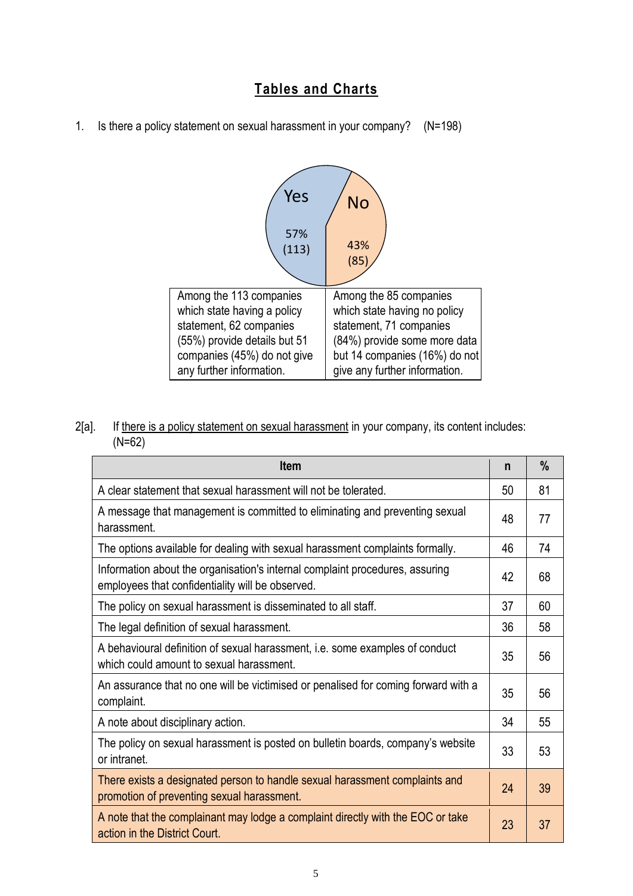## Tables and Charts

1. Is there a policy statement on sexual harassment in your company? (N=198)

Yes 57% (113)

No 43% (85)

| Among the 113 companies which state having a policy statement, 62 companies (55%) provide details but 51 companies (45%) do not give any further information. | Among the 85 companies which state having no policy statement, 71 companies (84%) provide some more data but 14 companies (16%) do not give any further information. |
|---|---|

2[a]. If there is a policy statement on sexual harassment in your company, its content includes: (N=62)

| Item | n | % |
|---|---|---|
| A clear statement that sexual harassment will not be tolerated. | 50 | 81 |
| A message that management is committed to eliminating and preventing sexual harassment. | 48 | 77 |
| The options available for dealing with sexual harassment complaints formally. | 46 | 74 |
| Information about the organisation's internal complaint procedures, assuring employees that confidentiality will be observed. | 42 | 68 |
| The policy on sexual harassment is disseminated to all staff. | 37 | 60 |
| The legal definition of sexual harassment. | 36 | 58 |
| A behavioural definition of sexual harassment, i.e. some examples of conduct which could amount to sexual harassment. | 35 | 56 |
| An assurance that no one will be victimised or penalised for coming forward with a complaint. | 35 | 56 |
| A note about disciplinary action. | 34 | 55 |
| The policy on sexual harassment is posted on bulletin boards, company's website or intranet. | 33 | 53 |
| There exists a designated person to handle sexual harassment complaints and promotion of preventing sexual harassment. | 24 | 39 |
| A note that the complainant may lodge a complaint directly with the EOC or take action in the District Court. | 23 | 37 |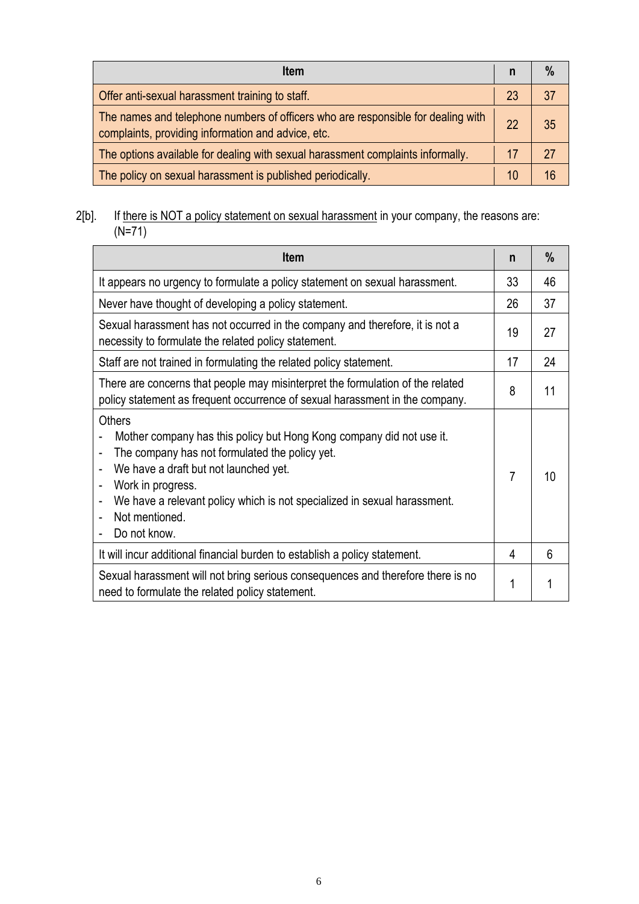| Item | n | % |
|---|---|---|
| Offer anti-sexual harassment training to staff. | 23 | 37 |
| The names and telephone numbers of officers who are responsible for dealing with complaints, providing information and advice, etc. | 22 | 35 |
| The options available for dealing with sexual harassment complaints informally. | 17 | 27 |
| The policy on sexual harassment is published periodically. | 10 | 16 |

2[b]. If <u>there is NOT a policy statement on sexual harassment</u> in your company, the reasons are: (N=71)

| Item | n | % |
|---|---|---|
| It appears no urgency to formulate a policy statement on sexual harassment. | 33 | 46 |
| Never have thought of developing a policy statement. | 26 | 37 |
| Sexual harassment has not occurred in the company and therefore, it is not a necessity to formulate the related policy statement. | 19 | 27 |
| Staff are not trained in formulating the related policy statement. | 17 | 24 |
| There are concerns that people may misinterpret the formulation of the related policy statement as frequent occurrence of sexual harassment in the company. | 8 | 11 |
| Others<br>- Mother company has this policy but Hong Kong company did not use it.<br>- The company has not formulated the policy yet.<br>- We have a draft but not launched yet.<br>- Work in progress.<br>- We have a relevant policy which is not specialized in sexual harassment.<br>- Not mentioned.<br>- Do not know. | 7 | 10 |
| It will incur additional financial burden to establish a policy statement. | 4 | 6 |
| Sexual harassment will not bring serious consequences and therefore there is no need to formulate the related policy statement. | 1 | 1 |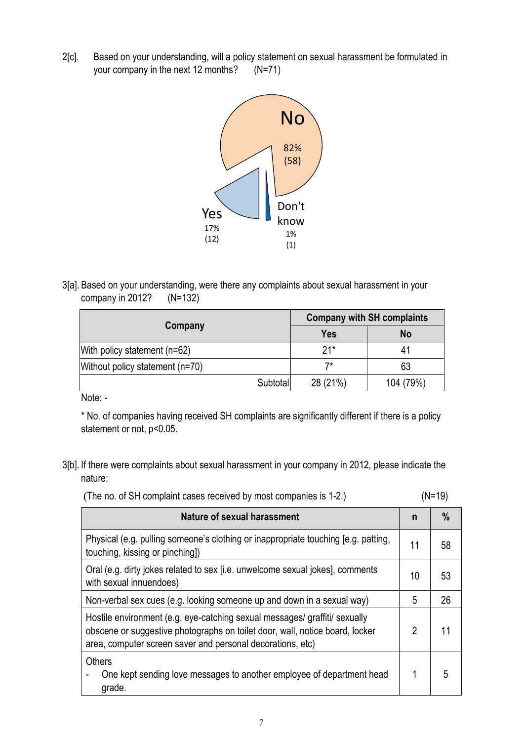2[c]. Based on your understanding, will a policy statement on sexual harassment be formulated in your company in the next 12 months? (N=71)

No 82% (58)

Yes 17% (12)

Don't know 1% (1)

3[a]. Based on your understanding, were there any complaints about sexual harassment in your company in 2012? (N=132)

| Company | Company with SH complaints | |
|---|---|---|
| | Yes | No |
| With policy statement (n=62) | 21* | 41 |
| Without policy statement (n=70) | 7* | 63 |
| Subtotal | 28 (21%) | 104 (79%) |

Note: -

* No. of companies having received SH complaints are significantly different if there is a policy statement or not, $p<0.05$.

3[b]. If there were complaints about sexual harassment in your company in 2012, please indicate the nature:

(The no. of SH complaint cases received by most companies is 1-2.) (N=19)

| Nature of sexual harassment | n | % |
|---|---|---|
| Physical (e.g. pulling someone's clothing or inappropriate touching [e.g. patting, touching, kissing or pinching]) | 11 | 58 |
| Oral (e.g. dirty jokes related to sex [i.e. unwelcome sexual jokes], comments with sexual innuendoes) | 10 | 53 |
| Non-verbal sex cues (e.g. looking someone up and down in a sexual way) | 5 | 26 |
| Hostile environment (e.g. eye-catching sexual messages/ graffiti/ sexually obscene or suggestive photographs on toilet door, wall, notice board, locker area, computer screen saver and personal decorations, etc) | 2 | 11 |
| Others<br>- One kept sending love messages to another employee of department head grade. | 1 | 5 |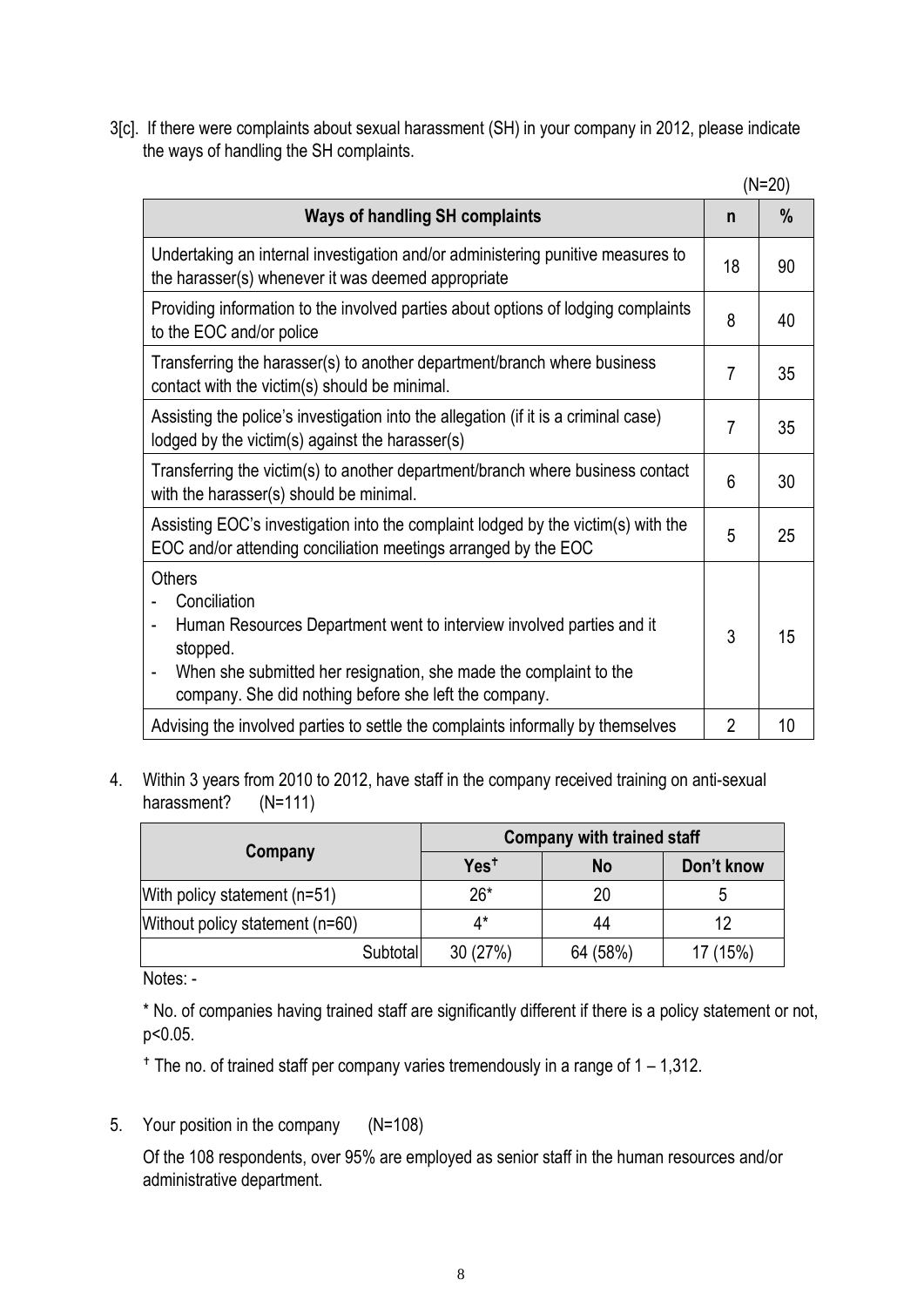3[c]. If there were complaints about sexual harassment (SH) in your company in 2012, please indicate the ways of handling the SH complaints.

(N=20)

| Ways of handling SH complaints | n | % |
|---|---|---|
| Undertaking an internal investigation and/or administering punitive measures to the harasser(s) whenever it was deemed appropriate | 18 | 90 |
| Providing information to the involved parties about options of lodging complaints to the EOC and/or police | 8 | 40 |
| Transferring the harasser(s) to another department/branch where business contact with the victim(s) should be minimal. | 7 | 35 |
| Assisting the police's investigation into the allegation (if it is a criminal case) lodged by the victim(s) against the harasser(s) | 7 | 35 |
| Transferring the victim(s) to another department/branch where business contact with the harasser(s) should be minimal. | 6 | 30 |
| Assisting EOC's investigation into the complaint lodged by the victim(s) with the EOC and/or attending conciliation meetings arranged by the EOC | 5 | 25 |
| Others<br>- Conciliation<br>- Human Resources Department went to interview involved parties and it stopped.<br>- When she submitted her resignation, she made the complaint to the company. She did nothing before she left the company. | 3 | 15 |
| Advising the involved parties to settle the complaints informally by themselves | 2 | 10 |

4. Within 3 years from 2010 to 2012, have staff in the company received training on anti-sexual harassment? (N=111)

| Company | Company with trained staff | | |
|---|---|---|---|
| | Yes† | No | Don't know |
| With policy statement (n=51) | 26* | 20 | 5 |
| Without policy statement (n=60) | 4* | 44 | 12 |
| Subtotal | 30 (27%) | 64 (58%) | 17 (15%) |

Notes: -

* No. of companies having trained staff are significantly different if there is a policy statement or not, $p<0.05$.

† The no. of trained staff per company varies tremendously in a range of 1 – 1,312.

5. Your position in the company (N=108)

Of the 108 respondents, over 95% are employed as senior staff in the human resources and/or administrative department.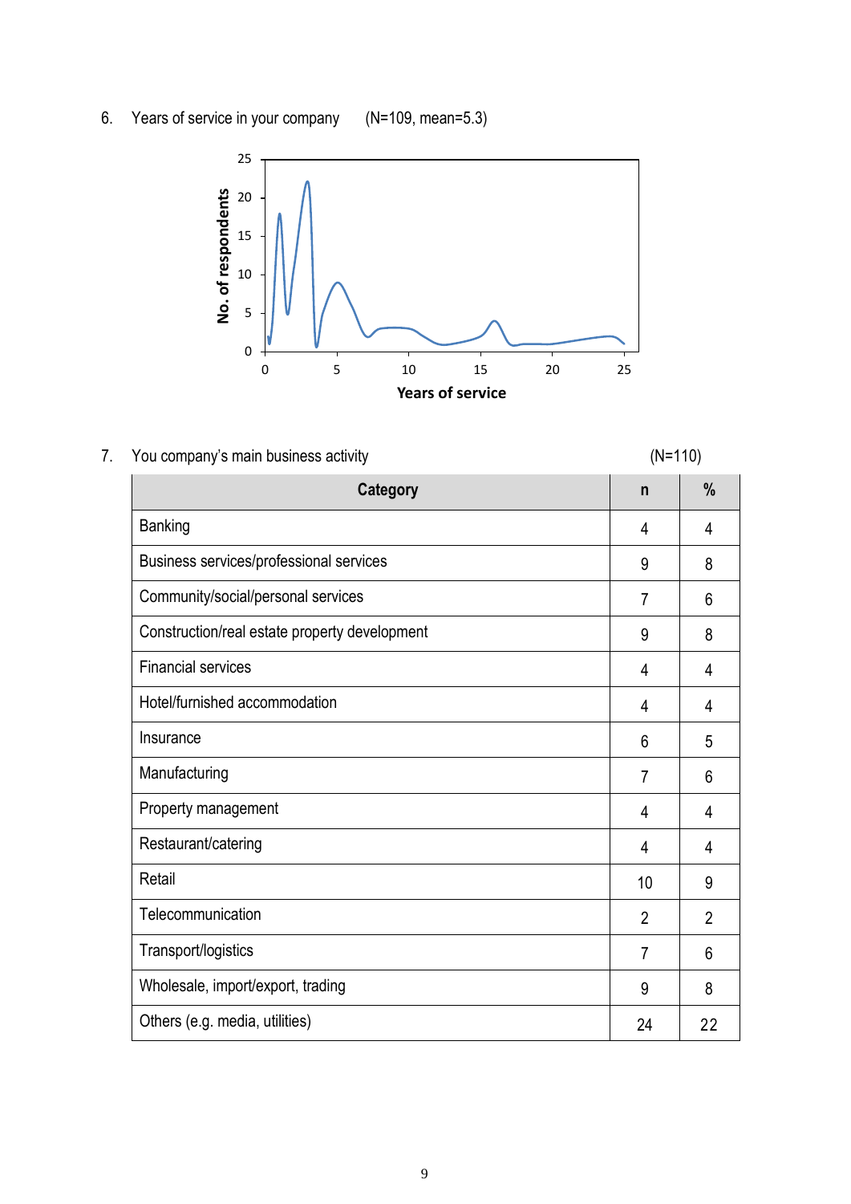6. Years of service in your company (N=109, mean=5.3)

7. You company's main business activity (N=110)

| Category | n | % |
|---|---|---|
| Banking | 4 | 4 |
| Business services/professional services | 9 | 8 |
| Community/social/personal services | 7 | 6 |
| Construction/real estate property development | 9 | 8 |
| Financial services | 4 | 4 |
| Hotel/furnished accommodation | 4 | 4 |
| Insurance | 6 | 5 |
| Manufacturing | 7 | 6 |
| Property management | 4 | 4 |
| Restaurant/catering | 4 | 4 |
| Retail | 10 | 9 |
| Telecommunication | 2 | 2 |
| Transport/logistics | 7 | 6 |
| Wholesale, import/export, trading | 9 | 8 |
| Others (e.g. media, utilities) | 24 | 22 |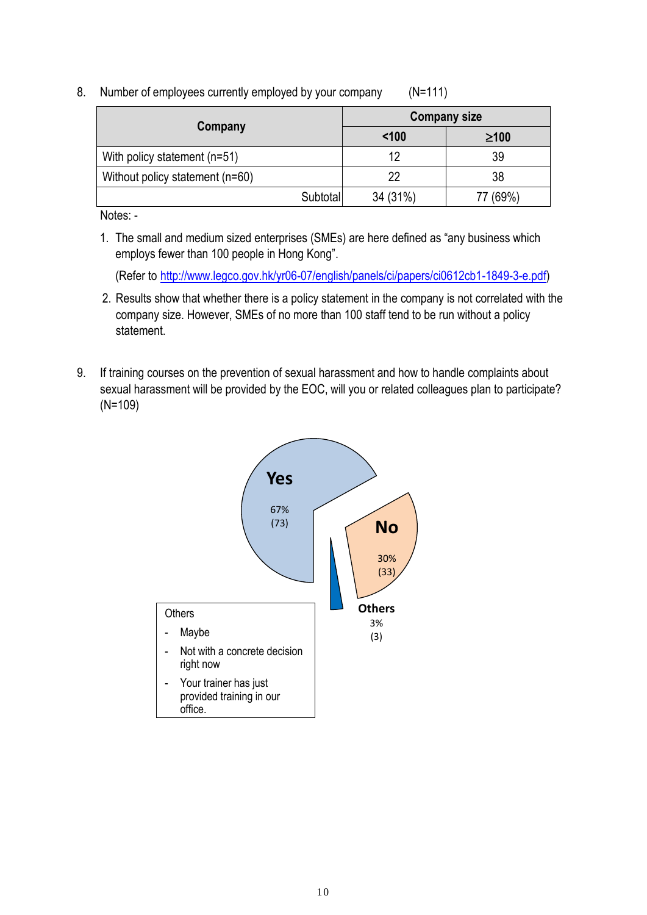8. Number of employees currently employed by your company (N=111)

| Company | Company size | |
|---|---|---|
| | <100 | ≥100 |
| With policy statement (n=51) | 12 | 39 |
| Without policy statement (n=60) | 22 | 38 |
| Subtotal | 34 (31%) | 77 (69%) |

Notes: -

1. The small and medium sized enterprises (SMEs) are here defined as “any business which employs fewer than 100 people in Hong Kong”.

   (Refer to http://www.legco.gov.hk/yr06-07/english/panels/ci/papers/ci0612cb1-1849-3-e.pdf)

2. Results show that whether there is a policy statement in the company is not correlated with the company size. However, SMEs of no more than 100 staff tend to be run without a policy statement.

9. If training courses on the prevention of sexual harassment and how to handle complaints about sexual harassment will be provided by the EOC, will you or related colleagues plan to participate? (N=109)

Yes
67%
(73)

No
30%
(33)

Others
3%
(3)

Others
- Maybe
- Not with a concrete decision right now
- Your trainer has just provided training in our office.